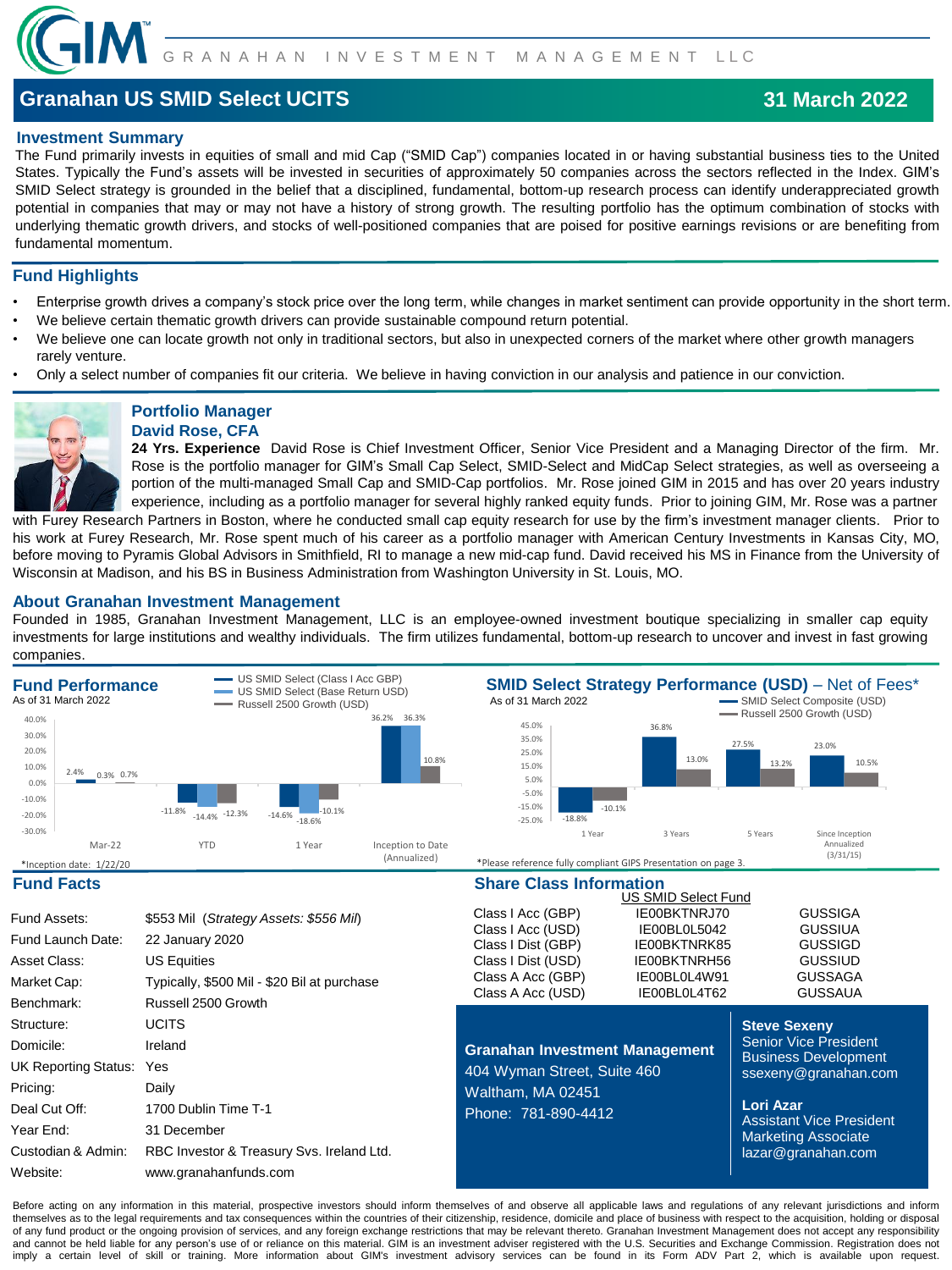GIM GRANAHAN INVESTMENT MANAGEMENT LLC

# Granahan US SMID Select UCITS

**31 March 2022**

## Investment Summary

The Fund primarily invests in equities of small and mid Cap ("SMID Cap") companies located in or having substantial business ties to the United States. Typically the Fund's assets will be invested in securities of approximately 50 companies across the sectors reflected in the Index. GIM's SMID Select strategy is grounded in the belief that a disciplined, fundamental, bottom-up research process can identify underappreciated growth potential in companies that may or may not have a history of strong growth. The resulting portfolio has the optimum combination of stocks with underlying thematic growth drivers, and stocks of well-positioned companies that are poised for positive earnings revisions or are benefiting from fundamental momentum.

## Fund Highlights

- Enterprise growth drives a company's stock price over the long term, while changes in market sentiment can provide opportunity in the short term.
- We believe certain thematic growth drivers can provide sustainable compound return potential.
- We believe one can locate growth not only in traditional sectors, but also in unexpected corners of the market where other growth managers rarely venture.
- Only a select number of companies fit our criteria. We believe in having conviction in our analysis and patience in our conviction.

## Portfolio Manager

### David Rose, CFA

**24 Yrs. Experience** David Rose is Chief Investment Officer, Senior Vice President and a Managing Director of the firm. Mr. Rose is the portfolio manager for GIM's Small Cap Select, SMID-Select and MidCap Select strategies, as well as overseeing a portion of the multi-managed Small Cap and SMID-Cap portfolios. Mr. Rose joined GIM in 2015 and has over 20 years industry experience, including as a portfolio manager for several highly ranked equity funds. Prior to joining GIM, Mr. Rose was a partner with Furey Research Partners in Boston, where he conducted small cap equity research for use by the firm's investment manager clients. Prior to his work at Furey Research, Mr. Rose spent much of his career as a portfolio manager with American Century Investments in Kansas City, MO, before moving to Pyramis Global Advisors in Smithfield, RI to manage a new mid-cap fund. David received his MS in Finance from the University of Wisconsin at Madison, and his BS in Business Administration from Washington University in St. Louis, MO.

## About Granahan Investment Management

Founded in 1985, Granahan Investment Management, LLC is an employee-owned investment boutique specializing in smaller cap equity investments for large institutions and wealthy individuals. The firm utilizes fundamental, bottom-up research to uncover and invest in fast growing companies.

## Fund Performance

As of 31 March 2022

| | Mar-22 | YTD | 1 Year | Inception to Date (Annualized) |
|---|---|---|---|---|
| US SMID Select (Class I Acc GBP) | 2.4% | -11.8% | -14.6% | 36.2% |
| US SMID Select (Base Return USD) | 0.3% | -14.4% | -18.6% | 36.3% |
| Russell 2500 Growth (USD) | 0.7% | -12.3% | -10.1% | 10.8% |

*Inception date: 1/22/20

## SMID Select Strategy Performance (USD) – Net of Fees*

As of 31 March 2022

| | 1 Year | 3 Years | 5 Years | Since Inception Annualized (3/31/15) |
|---|---|---|---|---|
| SMID Select Composite (USD) | -18.8% | 36.8% | 27.5% | 23.0% |
| Russell 2500 Growth (USD) | -10.1% | 13.0% | 13.2% | 10.5% |

*Please reference fully compliant GIPS Presentation on page 3.

## Fund Facts

| | |
|---|---|
| Fund Assets: | $553 Mil (*Strategy Assets: $556 Mil*) |
| Fund Launch Date: | 22 January 2020 |
| Asset Class: | US Equities |
| Market Cap: | Typically, $500 Mil - $20 Bil at purchase |
| Benchmark: | Russell 2500 Growth |
| Structure: | UCITS |
| Domicile: | Ireland |
| UK Reporting Status: | Yes |
| Pricing: | Daily |
| Deal Cut Off: | 1700 Dublin Time T-1 |
| Year End: | 31 December |
| Custodian & Admin: | RBC Investor & Treasury Svs. Ireland Ltd. |
| Website: | www.granahanfunds.com |

## Share Class Information

| | US SMID Select Fund | |
|---|---|---|
| Class I Acc (GBP) | IE00BKTNRJ70 | GUSSIGA |
| Class I Acc (USD) | IE00BL0L5042 | GUSSIUA |
| Class I Dist (GBP) | IE00BKTNRK85 | GUSSIGD |
| Class I Dist (USD) | IE00BKTNRH56 | GUSSIUD |
| Class A Acc (GBP) | IE00BL0L4W91 | GUSSAGA |
| Class A Acc (USD) | IE00BL0L4T62 | GUSSAUA |

**Granahan Investment Management**
404 Wyman Street, Suite 460
Waltham, MA 02451
Phone: 781-890-4412

**Steve Sexeny**
Senior Vice President
Business Development
ssexeny@granahan.com

**Lori Azar**
Assistant Vice President
Marketing Associate
lazar@granahan.com

Before acting on any information in this material, prospective investors should inform themselves of and observe all applicable laws and regulations of any relevant jurisdictions and inform themselves as to the legal requirements and tax consequences within the countries of their citizenship, residence, domicile and place of business with respect to the acquisition, holding or disposal of any fund product or the ongoing provision of services, and any foreign exchange restrictions that may be relevant thereto. Granahan Investment Management does not accept any responsibility and cannot be held liable for any person's use of or reliance on this material. GIM is an investment adviser registered with the U.S. Securities and Exchange Commission. Registration does not imply a certain level of skill or training. More information about GIM's investment advisory services can be found in its Form ADV Part 2, which is available upon request.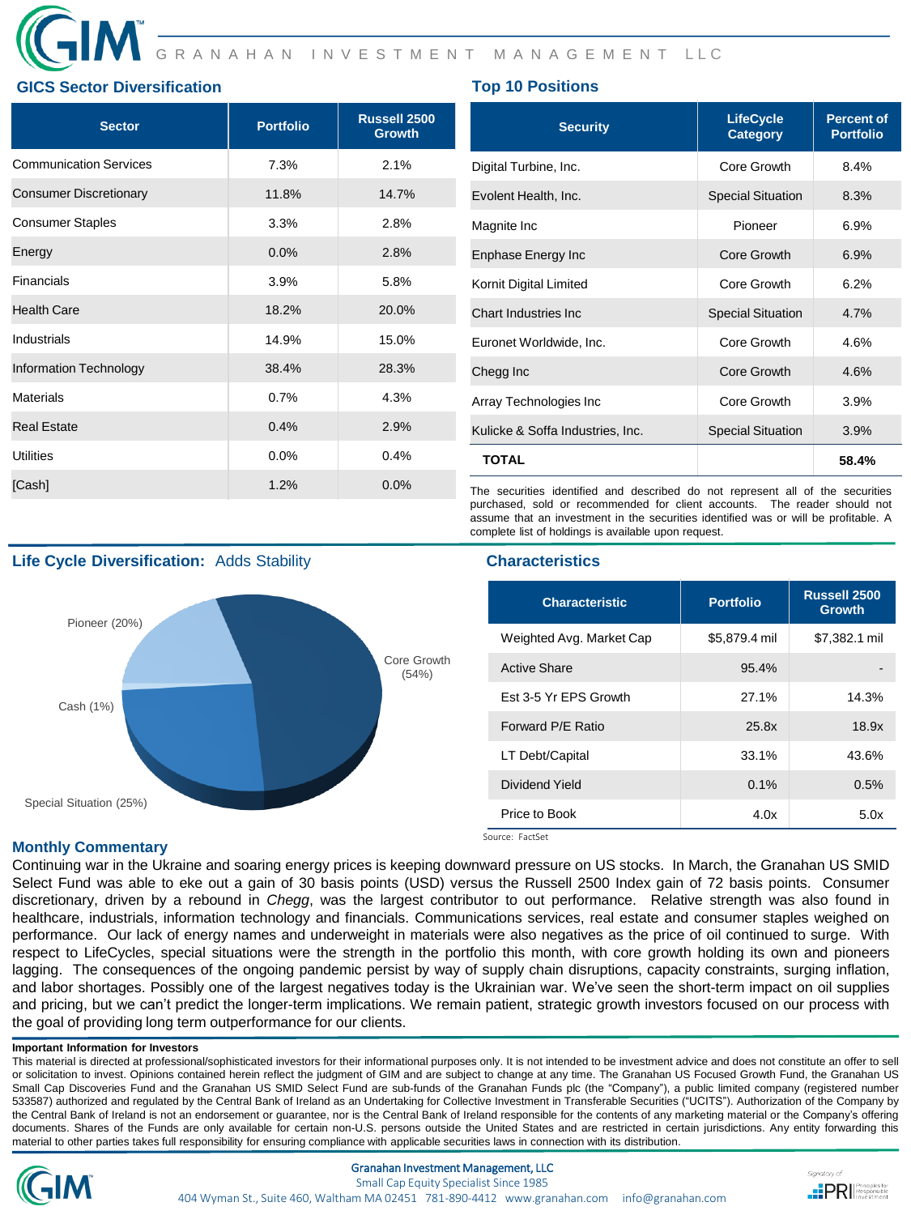GRANAHAN INVESTMENT MANAGEMENT LLC

## GICS Sector Diversification

| Sector | Portfolio | Russell 2500 Growth |
|---|---|---|
| Communication Services | 7.3% | 2.1% |
| Consumer Discretionary | 11.8% | 14.7% |
| Consumer Staples | 3.3% | 2.8% |
| Energy | 0.0% | 2.8% |
| Financials | 3.9% | 5.8% |
| Health Care | 18.2% | 20.0% |
| Industrials | 14.9% | 15.0% |
| Information Technology | 38.4% | 28.3% |
| Materials | 0.7% | 4.3% |
| Real Estate | 0.4% | 2.9% |
| Utilities | 0.0% | 0.4% |
| [Cash] | 1.2% | 0.0% |

## Top 10 Positions

| Security | LifeCycle Category | Percent of Portfolio |
|---|---|---|
| Digital Turbine, Inc. | Core Growth | 8.4% |
| Evolent Health, Inc. | Special Situation | 8.3% |
| Magnite Inc | Pioneer | 6.9% |
| Enphase Energy Inc | Core Growth | 6.9% |
| Kornit Digital Limited | Core Growth | 6.2% |
| Chart Industries Inc | Special Situation | 4.7% |
| Euronet Worldwide, Inc. | Core Growth | 4.6% |
| Chegg Inc | Core Growth | 4.6% |
| Array Technologies Inc | Core Growth | 3.9% |
| Kulicke & Soffa Industries, Inc. | Special Situation | 3.9% |
| **TOTAL** | | **58.4%** |

The securities identified and described do not represent all of the securities purchased, sold or recommended for client accounts. The reader should not assume that an investment in the securities identified was or will be profitable. A complete list of holdings is available upon request.

## Life Cycle Diversification: Adds Stability

- Core Growth (54%)
- Special Situation (25%)
- Pioneer (20%)
- Cash (1%)

## Characteristics

| Characteristic | Portfolio | Russell 2500 Growth |
|---|---|---|
| Weighted Avg. Market Cap | $5,879.4 mil | $7,382.1 mil |
| Active Share | 95.4% | - |
| Est 3-5 Yr EPS Growth | 27.1% | 14.3% |
| Forward P/E Ratio | 25.8x | 18.9x |
| LT Debt/Capital | 33.1% | 43.6% |
| Dividend Yield | 0.1% | 0.5% |
| Price to Book | 4.0x | 5.0x |

Source: FactSet

## Monthly Commentary

Continuing war in the Ukraine and soaring energy prices is keeping downward pressure on US stocks. In March, the Granahan US SMID Select Fund was able to eke out a gain of 30 basis points (USD) versus the Russell 2500 Index gain of 72 basis points. Consumer discretionary, driven by a rebound in *Chegg*, was the largest contributor to out performance. Relative strength was also found in healthcare, industrials, information technology and financials. Communications services, real estate and consumer staples weighed on performance. Our lack of energy names and underweight in materials were also negatives as the price of oil continued to surge. With respect to LifeCycles, special situations were the strength in the portfolio this month, with core growth holding its own and pioneers lagging. The consequences of the ongoing pandemic persist by way of supply chain disruptions, capacity constraints, surging inflation, and labor shortages. Possibly one of the largest negatives today is the Ukrainian war. We've seen the short-term impact on oil supplies and pricing, but we can't predict the longer-term implications. We remain patient, strategic growth investors focused on our process with the goal of providing long term outperformance for our clients.

**Important Information for Investors**

This material is directed at professional/sophisticated investors for their informational purposes only. It is not intended to be investment advice and does not constitute an offer to sell or solicitation to invest. Opinions contained herein reflect the judgment of GIM and are subject to change at any time. The Granahan US Focused Growth Fund, the Granahan US Small Cap Discoveries Fund and the Granahan US SMID Select Fund are sub-funds of the Granahan Funds plc (the "Company"), a public limited company (registered number 533587) authorized and regulated by the Central Bank of Ireland as an Undertaking for Collective Investment in Transferable Securities ("UCITS"). Authorization of the Company by the Central Bank of Ireland is not an endorsement or guarantee, nor is the Central Bank of Ireland responsible for the contents of any marketing material or the Company's offering documents. Shares of the Funds are only available for certain non-U.S. persons outside the United States and are restricted in certain jurisdictions. Any entity forwarding this material to other parties takes full responsibility for ensuring compliance with applicable securities laws in connection with its distribution.

Granahan Investment Management, LLC
Small Cap Equity Specialist Since 1985
404 Wyman St., Suite 460, Waltham MA 02451 781-890-4412 www.granahan.com info@granahan.com

Signatory of PRI Principles for Responsible Investment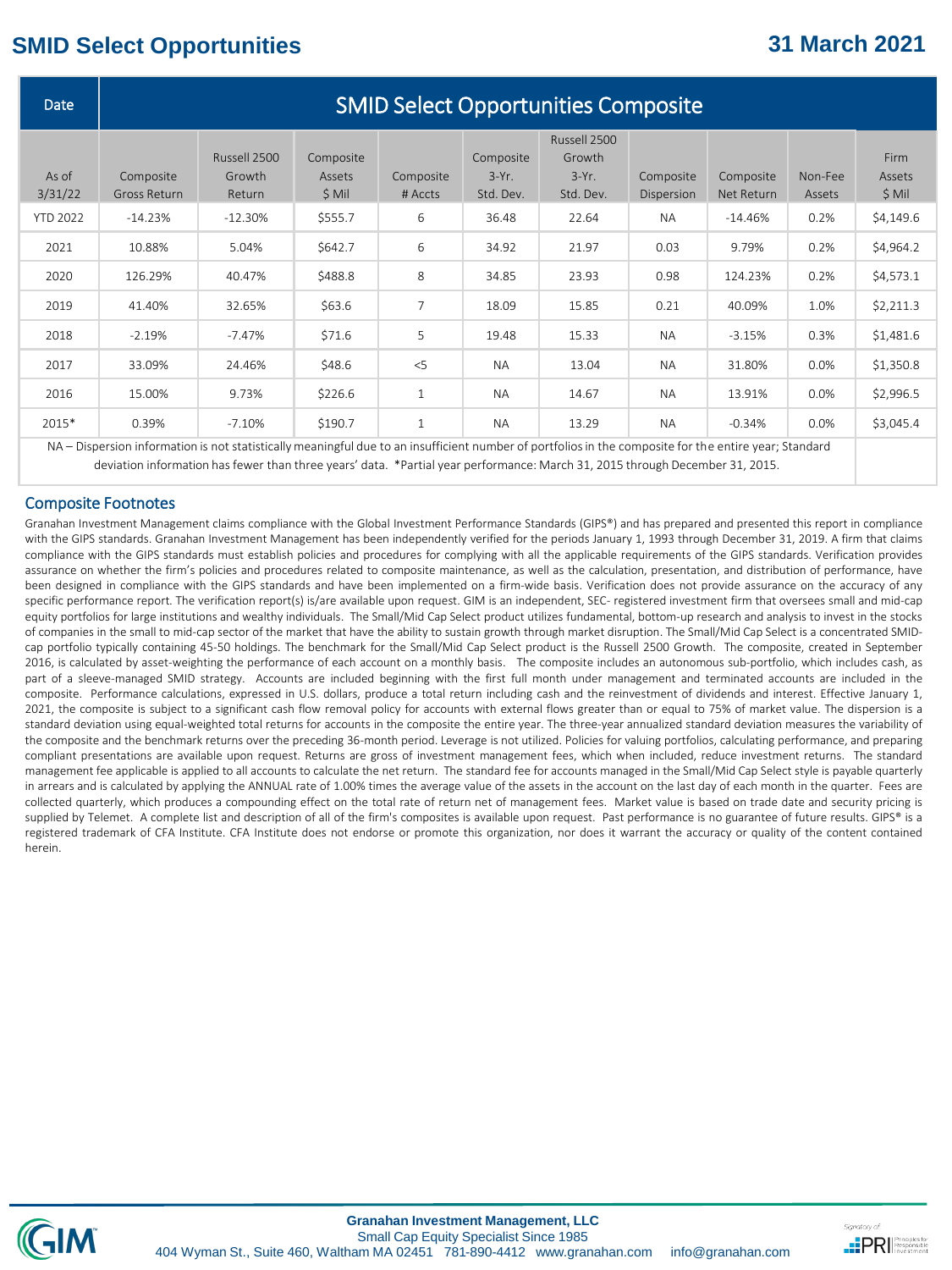# SMID Select Opportunities

**31 March 2021**

| Date | SMID Select Opportunities Composite | | | | | | | | | |
|---|---|---|---|---|---|---|---|---|---|---|
| As of 3/31/22 | Composite Gross Return | Russell 2500 Growth Return | Composite Assets $ Mil | Composite # Accts | Composite 3-Yr. Std. Dev. | Russell 2500 Growth 3-Yr. Std. Dev. | Composite Dispersion | Composite Net Return | Non-Fee Assets | Firm Assets $ Mil |
| YTD 2022 | -14.23% | -12.30% | $555.7 | 6 | 36.48 | 22.64 | NA | -14.46% | 0.2% | $4,149.6 |
| 2021 | 10.88% | 5.04% | $642.7 | 6 | 34.92 | 21.97 | 0.03 | 9.79% | 0.2% | $4,964.2 |
| 2020 | 126.29% | 40.47% | $488.8 | 8 | 34.85 | 23.93 | 0.98 | 124.23% | 0.2% | $4,573.1 |
| 2019 | 41.40% | 32.65% | $63.6 | 7 | 18.09 | 15.85 | 0.21 | 40.09% | 1.0% | $2,211.3 |
| 2018 | -2.19% | -7.47% | $71.6 | 5 | 19.48 | 15.33 | NA | -3.15% | 0.3% | $1,481.6 |
| 2017 | 33.09% | 24.46% | $48.6 | <5 | NA | 13.04 | NA | 31.80% | 0.0% | $1,350.8 |
| 2016 | 15.00% | 9.73% | $226.6 | 1 | NA | 14.67 | NA | 13.91% | 0.0% | $2,996.5 |
| 2015* | 0.39% | -7.10% | $190.7 | 1 | NA | 13.29 | NA | -0.34% | 0.0% | $3,045.4 |

NA – Dispersion information is not statistically meaningful due to an insufficient number of portfolios in the composite for the entire year; Standard deviation information has fewer than three years' data. *Partial year performance: March 31, 2015 through December 31, 2015.

## Composite Footnotes

Granahan Investment Management claims compliance with the Global Investment Performance Standards (GIPS®) and has prepared and presented this report in compliance with the GIPS standards. Granahan Investment Management has been independently verified for the periods January 1, 1993 through December 31, 2019. A firm that claims compliance with the GIPS standards must establish policies and procedures for complying with all the applicable requirements of the GIPS standards. Verification provides assurance on whether the firm's policies and procedures related to composite maintenance, as well as the calculation, presentation, and distribution of performance, have been designed in compliance with the GIPS standards and have been implemented on a firm-wide basis. Verification does not provide assurance on the accuracy of any specific performance report. The verification report(s) is/are available upon request. GIM is an independent, SEC- registered investment firm that oversees small and mid-cap equity portfolios for large institutions and wealthy individuals. The Small/Mid Cap Select product utilizes fundamental, bottom-up research and analysis to invest in the stocks of companies in the small to mid-cap sector of the market that have the ability to sustain growth through market disruption. The Small/Mid Cap Select is a concentrated SMID-cap portfolio typically containing 45-50 holdings. The benchmark for the Small/Mid Cap Select product is the Russell 2500 Growth. The composite, created in September 2016, is calculated by asset-weighting the performance of each account on a monthly basis. The composite includes an autonomous sub-portfolio, which includes cash, as part of a sleeve-managed SMID strategy. Accounts are included beginning with the first full month under management and terminated accounts are included in the composite. Performance calculations, expressed in U.S. dollars, produce a total return including cash and the reinvestment of dividends and interest. Effective January 1, 2021, the composite is subject to a significant cash flow removal policy for accounts with external flows greater than or equal to 75% of market value. The dispersion is a standard deviation using equal-weighted total returns for accounts in the composite the entire year. The three-year annualized standard deviation measures the variability of the composite and the benchmark returns over the preceding 36-month period. Leverage is not utilized. Policies for valuing portfolios, calculating performance, and preparing compliant presentations are available upon request. Returns are gross of investment management fees, which when included, reduce investment returns. The standard management fee applicable is applied to all accounts to calculate the net return. The standard fee for accounts managed in the Small/Mid Cap Select style is payable quarterly in arrears and is calculated by applying the ANNUAL rate of 1.00% times the average value of the assets in the account on the last day of each month in the quarter. Fees are collected quarterly, which produces a compounding effect on the total rate of return net of management fees. Market value is based on trade date and security pricing is supplied by Telemet. A complete list and description of all of the firm's composites is available upon request. Past performance is no guarantee of future results. GIPS® is a registered trademark of CFA Institute. CFA Institute does not endorse or promote this organization, nor does it warrant the accuracy or quality of the content contained herein.

**Granahan Investment Management, LLC**
Small Cap Equity Specialist Since 1985
404 Wyman St., Suite 460, Waltham MA 02451 781-890-4412 www.granahan.com info@granahan.com